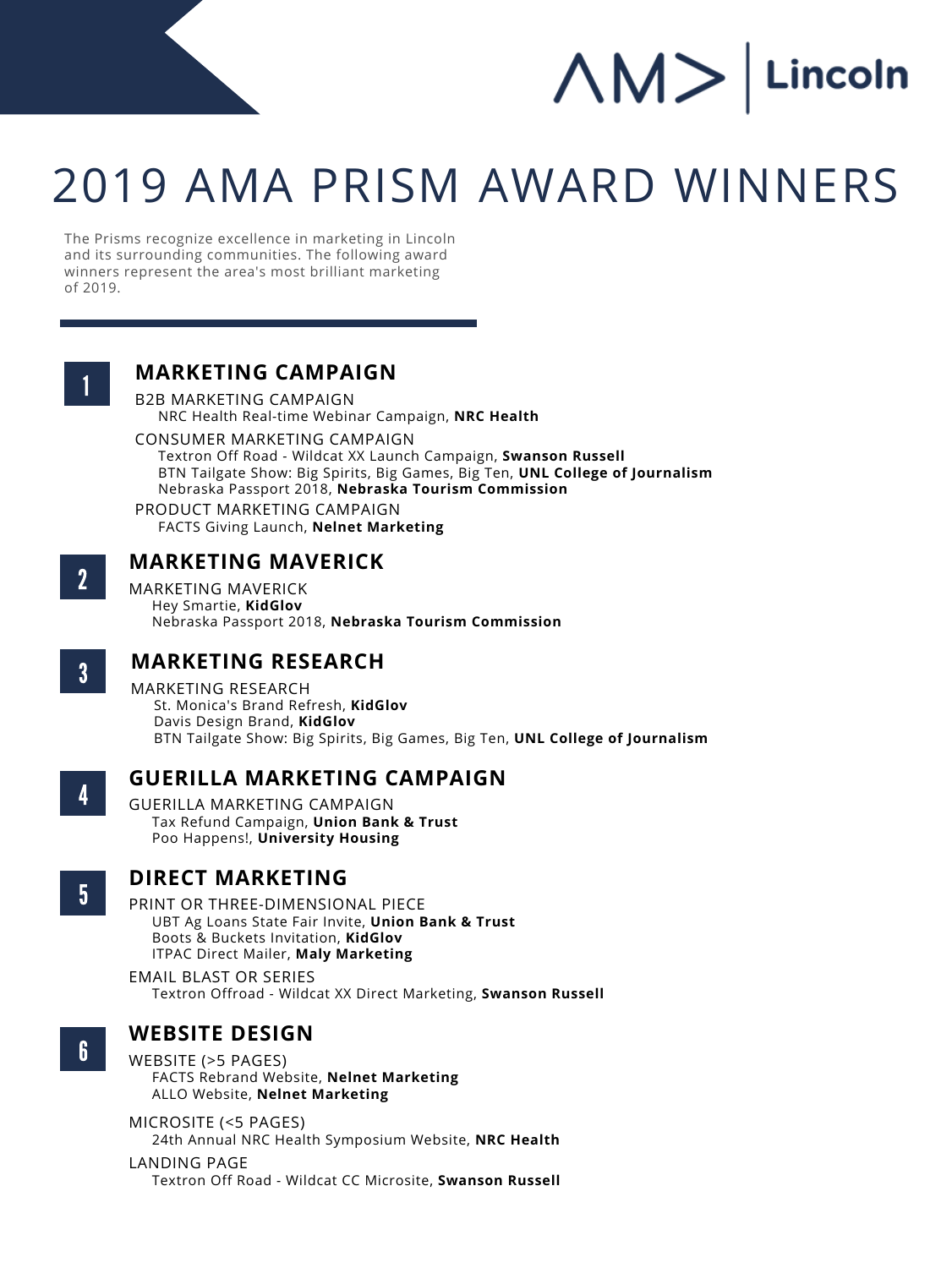AM> | Lincoln

# 2019 AMA PRISM AWARD WINNERS

The Prisms recognize excellence in marketing in Lincoln and its surrounding communities. The following award winners represent the area's most brilliant marketing of 2019.

## 1 MARKETING CAMPAIGN

B2B MARKETING CAMPAIGN
- NRC Health Real-time Webinar Campaign, **NRC Health**

CONSUMER MARKETING CAMPAIGN
- Textron Off Road - Wildcat XX Launch Campaign, **Swanson Russell**
- BTN Tailgate Show: Big Spirits, Big Games, Big Ten, **UNL College of Journalism**
- Nebraska Passport 2018, **Nebraska Tourism Commission**

PRODUCT MARKETING CAMPAIGN
- FACTS Giving Launch, **Nelnet Marketing**

## 2 MARKETING MAVERICK

MARKETING MAVERICK
- Hey Smartie, **KidGlov**
- Nebraska Passport 2018, **Nebraska Tourism Commission**

## 3 MARKETING RESEARCH

MARKETING RESEARCH
- St. Monica's Brand Refresh, **KidGlov**
- Davis Design Brand, **KidGlov**
- BTN Tailgate Show: Big Spirits, Big Games, Big Ten, **UNL College of Journalism**

## 4 GUERILLA MARKETING CAMPAIGN

GUERILLA MARKETING CAMPAIGN
- Tax Refund Campaign, **Union Bank & Trust**
- Poo Happens!, **University Housing**

## 5 DIRECT MARKETING

PRINT OR THREE-DIMENSIONAL PIECE
- UBT Ag Loans State Fair Invite, **Union Bank & Trust**
- Boots & Buckets Invitation, **KidGlov**
- ITPAC Direct Mailer, **Maly Marketing**

EMAIL BLAST OR SERIES
- Textron Offroad - Wildcat XX Direct Marketing, **Swanson Russell**

## 6 WEBSITE DESIGN

WEBSITE (>5 PAGES)
- FACTS Rebrand Website, **Nelnet Marketing**
- ALLO Website, **Nelnet Marketing**

MICROSITE (<5 PAGES)
- 24th Annual NRC Health Symposium Website, **NRC Health**

LANDING PAGE
- Textron Off Road - Wildcat CC Microsite, **Swanson Russell**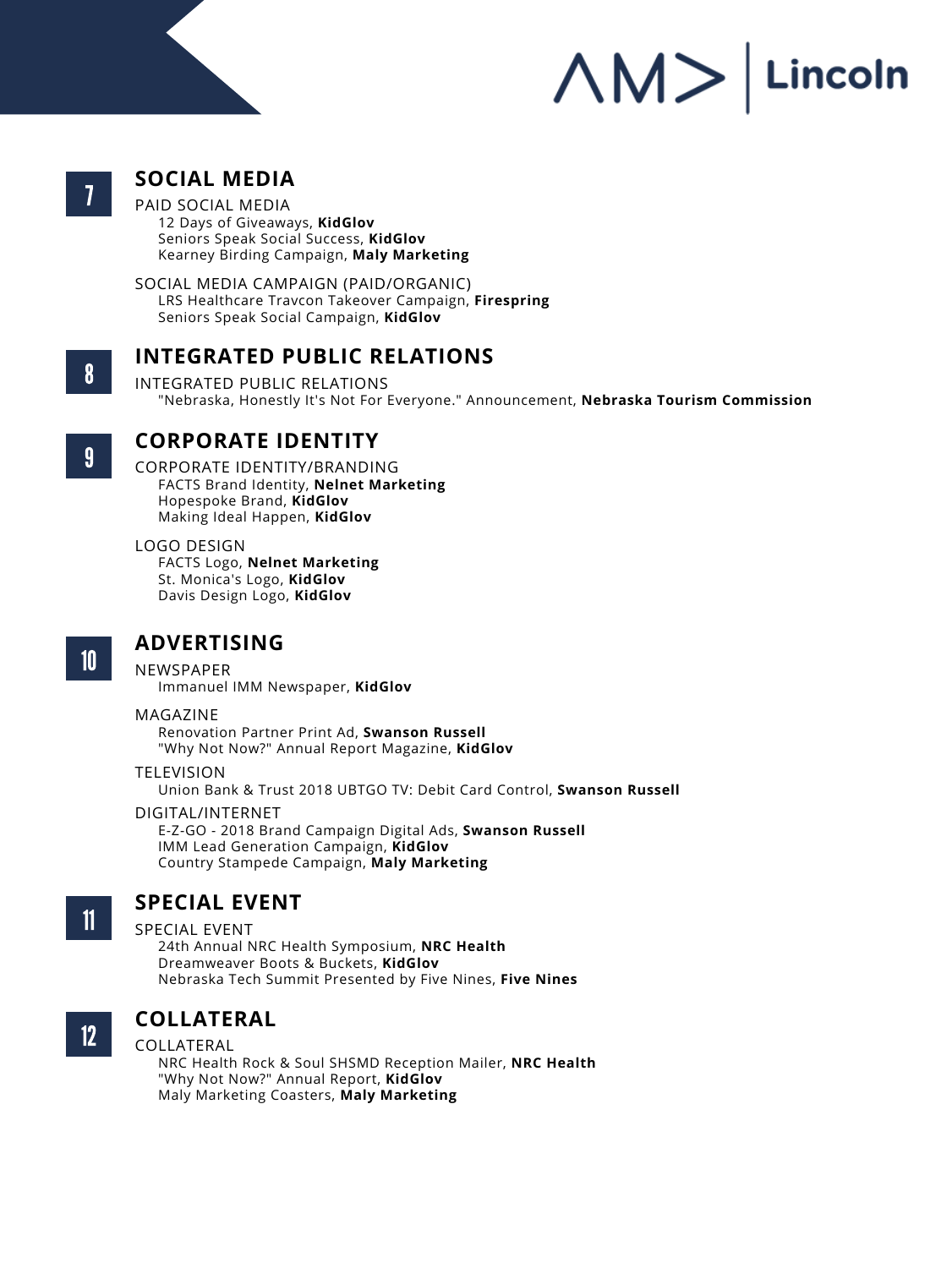## 7 SOCIAL MEDIA

PAID SOCIAL MEDIA

- 12 Days of Giveaways, **KidGlov**
- Seniors Speak Social Success, **KidGlov**
- Kearney Birding Campaign, **Maly Marketing**

SOCIAL MEDIA CAMPAIGN (PAID/ORGANIC)

- LRS Healthcare Travcon Takeover Campaign, **Firespring**
- Seniors Speak Social Campaign, **KidGlov**

## 8 INTEGRATED PUBLIC RELATIONS

INTEGRATED PUBLIC RELATIONS

- "Nebraska, Honestly It's Not For Everyone." Announcement, **Nebraska Tourism Commission**

## 9 CORPORATE IDENTITY

CORPORATE IDENTITY/BRANDING

- FACTS Brand Identity, **Nelnet Marketing**
- Hopespoke Brand, **KidGlov**
- Making Ideal Happen, **KidGlov**

LOGO DESIGN

- FACTS Logo, **Nelnet Marketing**
- St. Monica's Logo, **KidGlov**
- Davis Design Logo, **KidGlov**

## 10 ADVERTISING

NEWSPAPER

- Immanuel IMM Newspaper, **KidGlov**

MAGAZINE

- Renovation Partner Print Ad, **Swanson Russell**
- "Why Not Now?" Annual Report Magazine, **KidGlov**

TELEVISION

- Union Bank & Trust 2018 UBTGO TV: Debit Card Control, **Swanson Russell**

DIGITAL/INTERNET

- E-Z-GO - 2018 Brand Campaign Digital Ads, **Swanson Russell**
- IMM Lead Generation Campaign, **KidGlov**
- Country Stampede Campaign, **Maly Marketing**

## 11 SPECIAL EVENT

SPECIAL EVENT

- 24th Annual NRC Health Symposium, **NRC Health**
- Dreamweaver Boots & Buckets, **KidGlov**
- Nebraska Tech Summit Presented by Five Nines, **Five Nines**

## 12 COLLATERAL

COLLATERAL

- NRC Health Rock & Soul SHSMD Reception Mailer, **NRC Health**
- "Why Not Now?" Annual Report, **KidGlov**
- Maly Marketing Coasters, **Maly Marketing**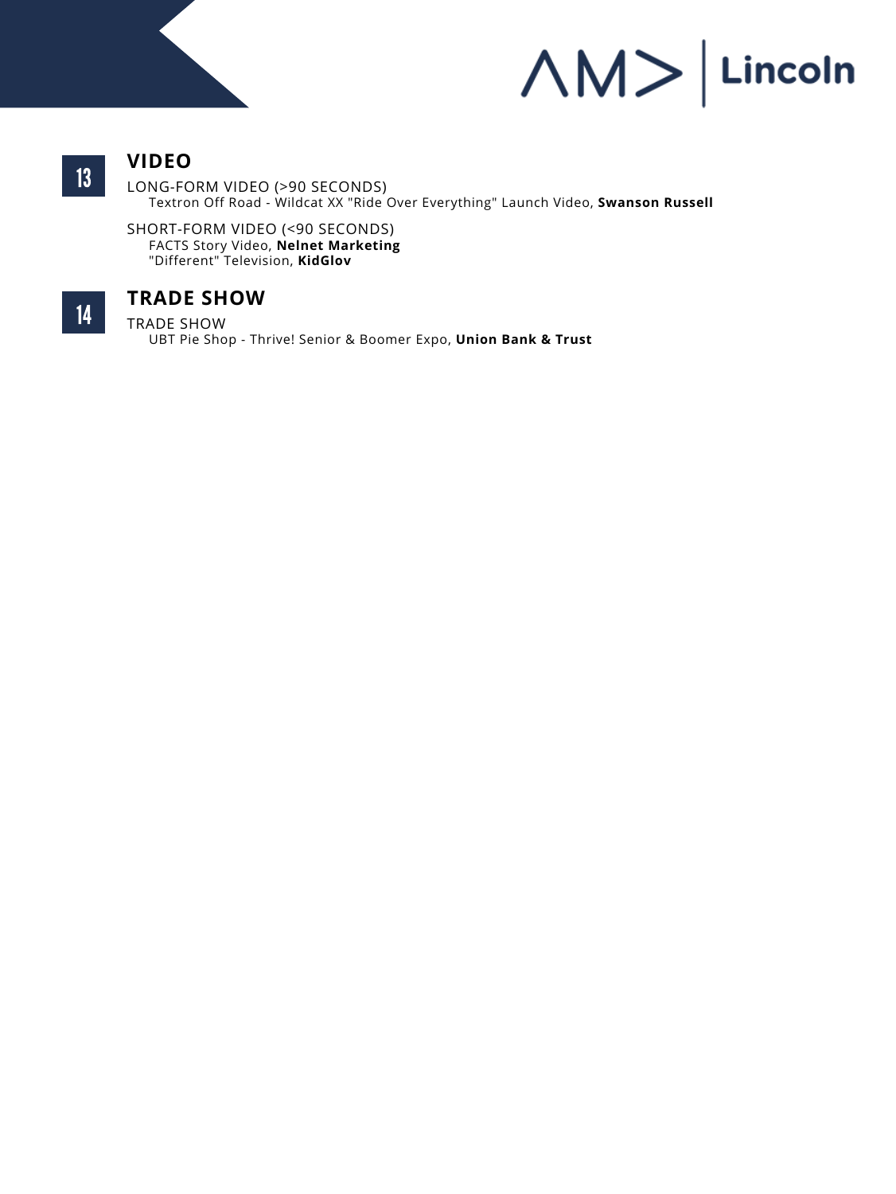## 13 VIDEO

LONG-FORM VIDEO (>90 SECONDS)
- Textron Off Road - Wildcat XX "Ride Over Everything" Launch Video, **Swanson Russell**

SHORT-FORM VIDEO (<90 SECONDS)
- FACTS Story Video, **Nelnet Marketing**
- "Different" Television, **KidGlov**

## 14 TRADE SHOW

TRADE SHOW
- UBT Pie Shop - Thrive! Senior & Boomer Expo, **Union Bank & Trust**